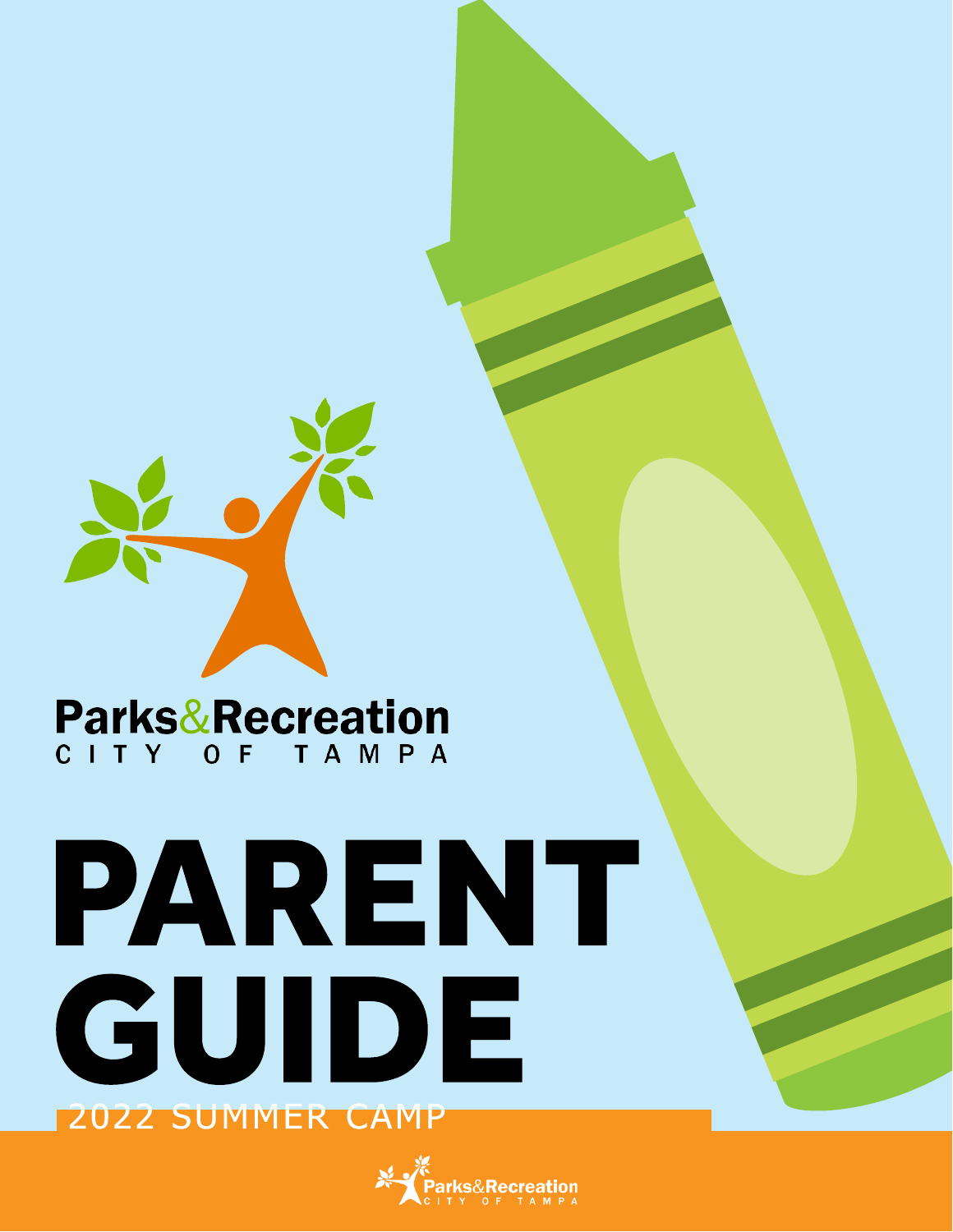Parks&Recreation
CITY OF TAMPA

# PARENT GUIDE

2022 SUMMER CAMP

Parks&Recreation
CITY OF TAMPA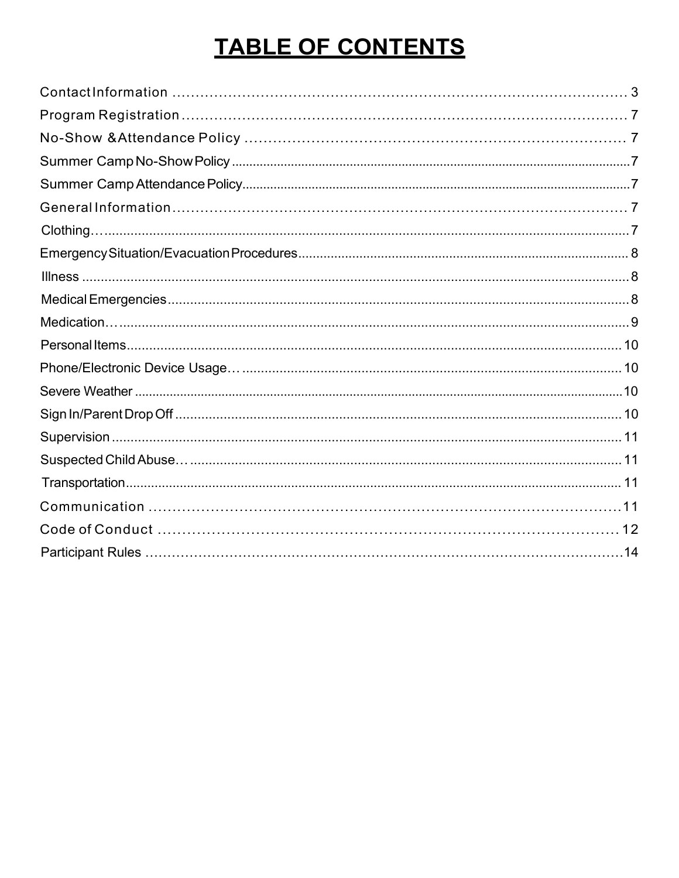# TABLE OF CONTENTS

| Section | Page |
|---|---|
| Contact Information | 3 |
| Program Registration | 7 |
| No-Show & Attendance Policy | 7 |
| Summer Camp No-Show Policy | 7 |
| Summer Camp Attendance Policy | 7 |
| General Information | 7 |
| Clothing | 7 |
| Emergency Situation/Evacuation Procedures | 8 |
| Illness | 8 |
| Medical Emergencies | 8 |
| Medication | 9 |
| Personal Items | 10 |
| Phone/Electronic Device Usage | 10 |
| Severe Weather | 10 |
| Sign In/Parent Drop Off | 10 |
| Supervision | 11 |
| Suspected Child Abuse | 11 |
| Transportation | 11 |
| Communication | 11 |
| Code of Conduct | 12 |
| Participant Rules | 14 |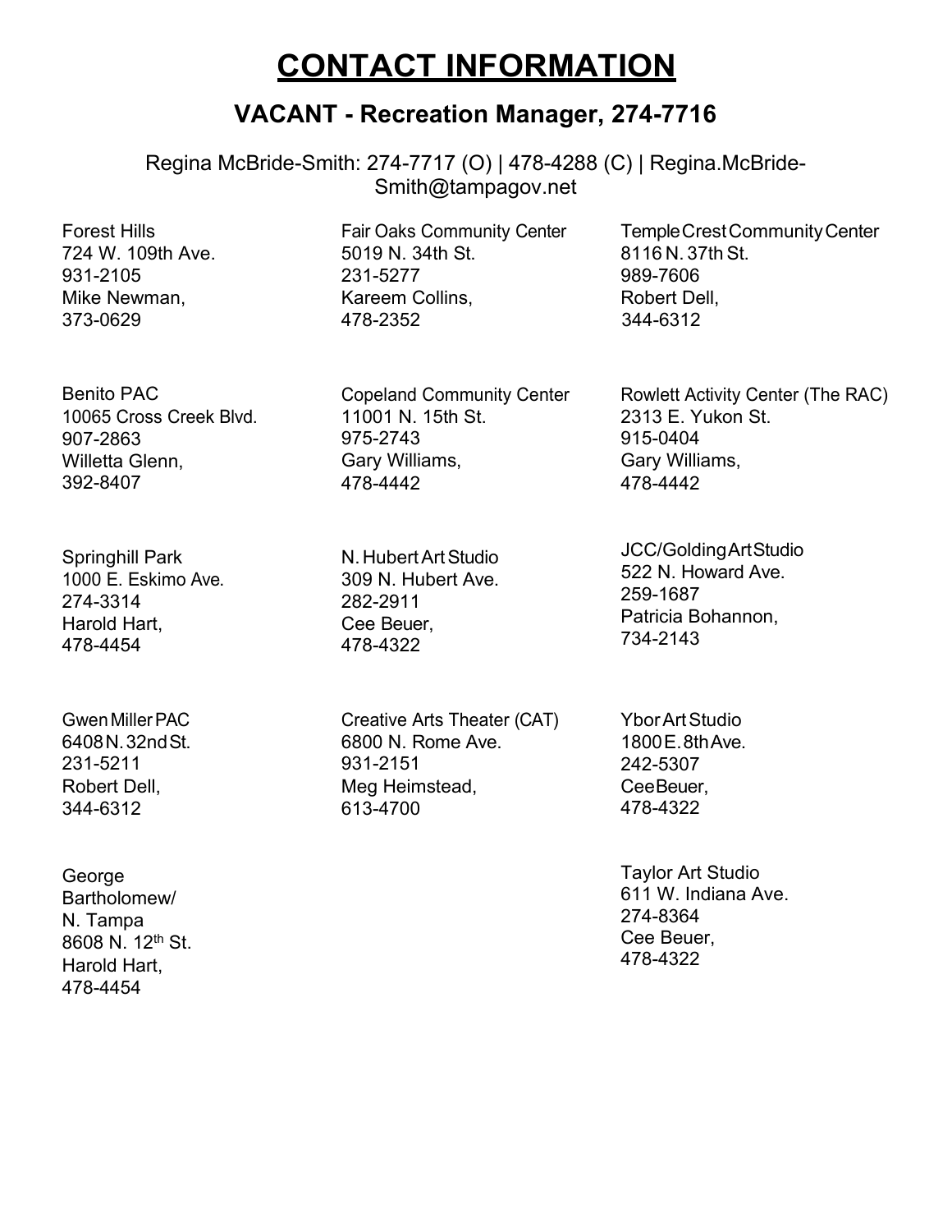# CONTACT INFORMATION

## VACANT - Recreation Manager, 274-7716

Regina McBride-Smith: 274-7717 (O) | 478-4288 (C) | Regina.McBride-Smith@tampagov.net

Forest Hills
724 W. 109th Ave.
931-2105
Mike Newman,
373-0629

Fair Oaks Community Center
5019 N. 34th St.
231-5277
Kareem Collins,
478-2352

Temple Crest Community Center
8116 N. 37th St.
989-7606
Robert Dell,
344-6312

Benito PAC
10065 Cross Creek Blvd.
907-2863
Willetta Glenn,
392-8407

Copeland Community Center
11001 N. 15th St.
975-2743
Gary Williams,
478-4442

Rowlett Activity Center (The RAC)
2313 E. Yukon St.
915-0404
Gary Williams,
478-4442

Springhill Park
1000 E. Eskimo Ave.
274-3314
Harold Hart,
478-4454

N. Hubert Art Studio
309 N. Hubert Ave.
282-2911
Cee Beuer,
478-4322

JCC/Golding Art Studio
522 N. Howard Ave.
259-1687
Patricia Bohannon,
734-2143

Gwen Miller PAC
6408 N. 32nd St.
231-5211
Robert Dell,
344-6312

Creative Arts Theater (CAT)
6800 N. Rome Ave.
931-2151
Meg Heimstead,
613-4700

Ybor Art Studio
1800 E. 8th Ave.
242-5307
Cee Beuer,
478-4322

George Bartholomew/ N. Tampa
8608 N. 12th St.
Harold Hart,
478-4454

Taylor Art Studio
611 W. Indiana Ave.
274-8364
Cee Beuer,
478-4322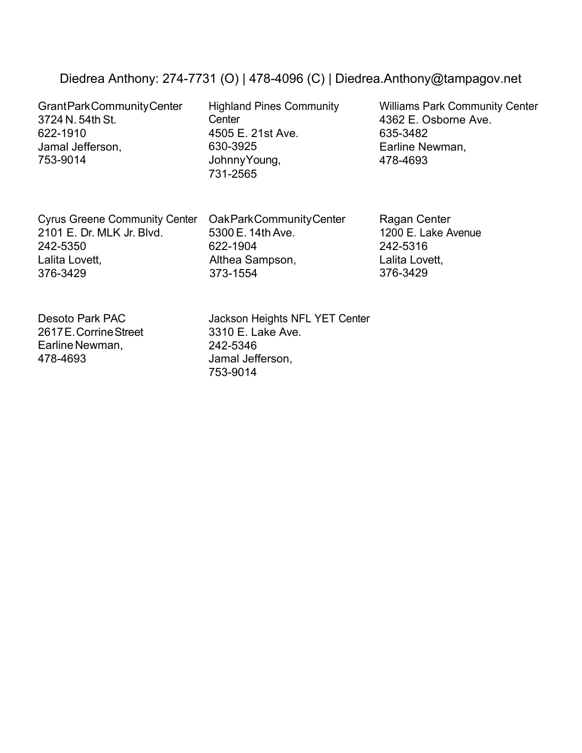Diedrea Anthony: 274-7731 (O) | 478-4096 (C) | Diedrea.Anthony@tampagov.net

Grant Park Community Center
3724 N. 54th St.
622-1910
Jamal Jefferson,
753-9014

Highland Pines Community Center
4505 E. 21st Ave.
630-3925
Johnny Young,
731-2565

Williams Park Community Center
4362 E. Osborne Ave.
635-3482
Earline Newman,
478-4693

Cyrus Greene Community Center
2101 E. Dr. MLK Jr. Blvd.
242-5350
Lalita Lovett,
376-3429

Oak Park Community Center
5300 E. 14th Ave.
622-1904
Althea Sampson,
373-1554

Ragan Center
1200 E. Lake Avenue
242-5316
Lalita Lovett,
376-3429

Desoto Park PAC
2617 E. Corrine Street
Earline Newman,
478-4693

Jackson Heights NFL YET Center
3310 E. Lake Ave.
242-5346
Jamal Jefferson,
753-9014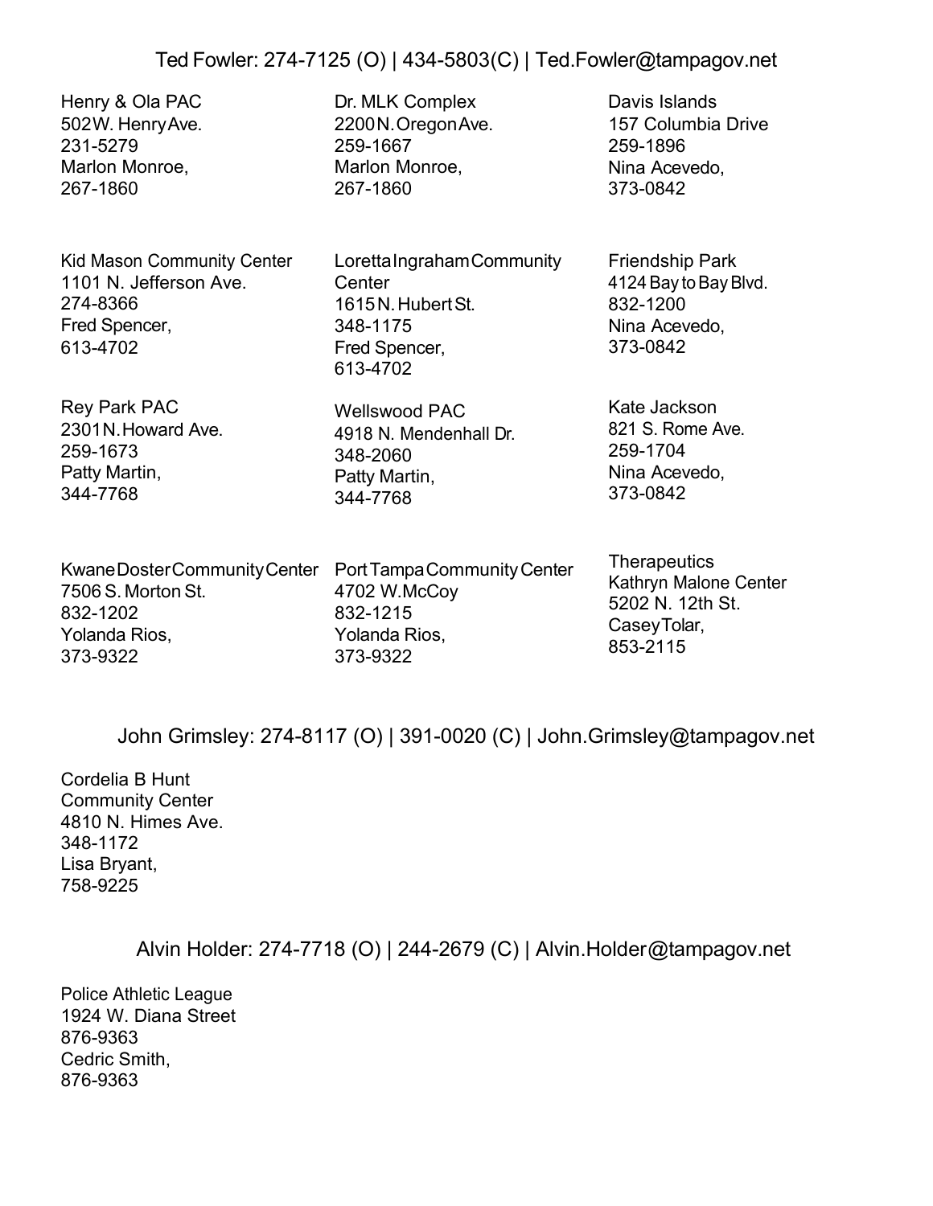## Ted Fowler: 274-7125 (O) | 434-5803(C) | Ted.Fowler@tampagov.net

Henry & Ola PAC
502 W. Henry Ave.
231-5279
Marlon Monroe,
267-1860

Dr. MLK Complex
2200 N. Oregon Ave.
259-1667
Marlon Monroe,
267-1860

Davis Islands
157 Columbia Drive
259-1896
Nina Acevedo,
373-0842

Kid Mason Community Center
1101 N. Jefferson Ave.
274-8366
Fred Spencer,
613-4702

Loretta Ingraham Community Center
1615 N. Hubert St.
348-1175
Fred Spencer,
613-4702

Friendship Park
4124 Bay to Bay Blvd.
832-1200
Nina Acevedo,
373-0842

Rey Park PAC
2301 N. Howard Ave.
259-1673
Patty Martin,
344-7768

Wellswood PAC
4918 N. Mendenhall Dr.
348-2060
Patty Martin,
344-7768

Kate Jackson
821 S. Rome Ave.
259-1704
Nina Acevedo,
373-0842

Kwane Doster Community Center
7506 S. Morton St.
832-1202
Yolanda Rios,
373-9322

Port Tampa Community Center
4702 W. McCoy
832-1215
Yolanda Rios,
373-9322

Therapeutics
Kathryn Malone Center
5202 N. 12th St.
Casey Tolar,
853-2115

## John Grimsley: 274-8117 (O) | 391-0020 (C) | John.Grimsley@tampagov.net

Cordelia B Hunt Community Center
4810 N. Himes Ave.
348-1172
Lisa Bryant,
758-9225

## Alvin Holder: 274-7718 (O) | 244-2679 (C) | Alvin.Holder@tampagov.net

Police Athletic League
1924 W. Diana Street
876-9363
Cedric Smith,
876-9363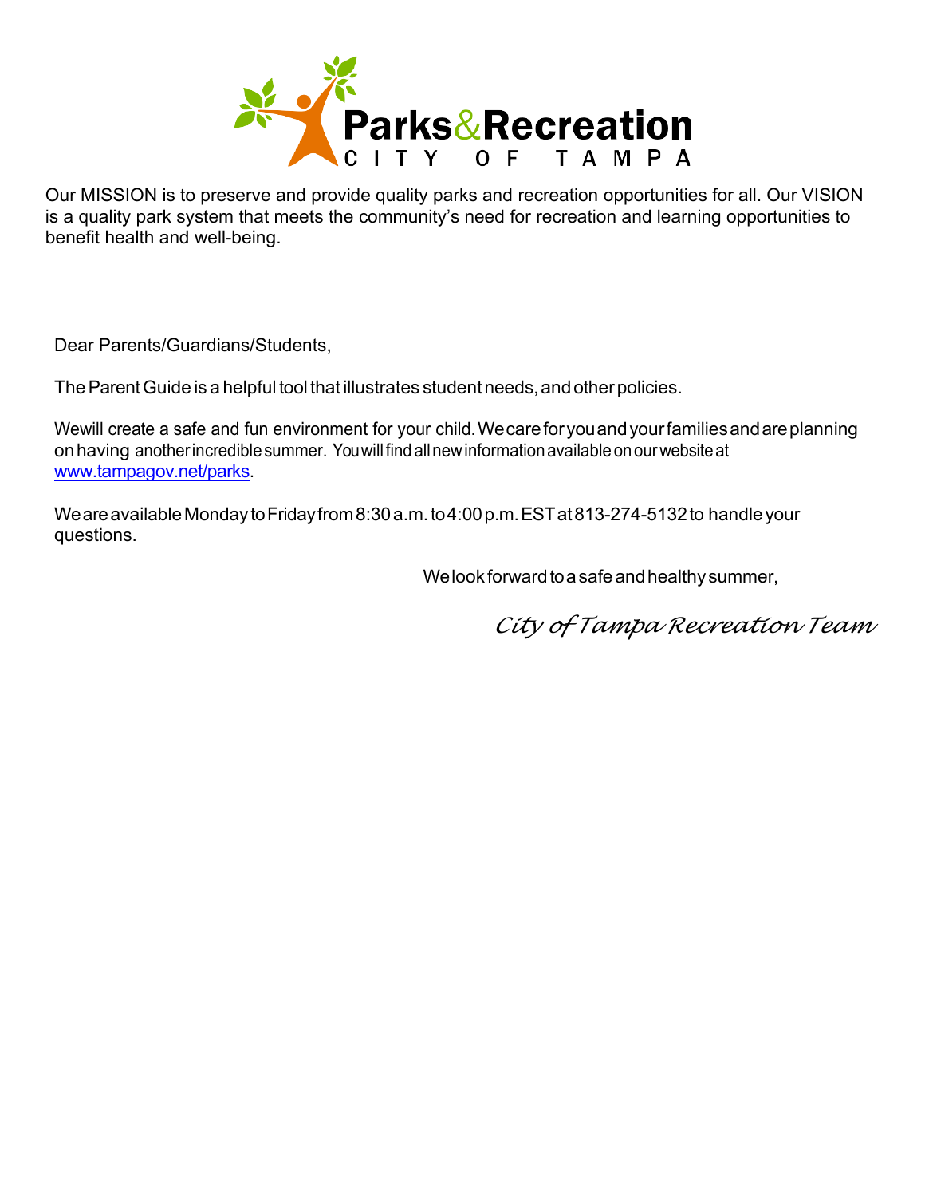# Parks&Recreation

CITY OF TAMPA

Our MISSION is to preserve and provide quality parks and recreation opportunities for all. Our VISION is a quality park system that meets the community's need for recreation and learning opportunities to benefit health and well-being.

Dear Parents/Guardians/Students,

The Parent Guide is a helpful tool that illustrates student needs, and other policies.

We will create a safe and fun environment for your child. We care for you and your families and are planning on having another incredible summer. You will find all new information available on our website at [www.tampagov.net/parks](http://www.tampagov.net/parks).

We are available Monday to Friday from 8:30 a.m. to 4:00 p.m. EST at 813-274-5132 to handle your questions.

We look forward to a safe and healthy summer,

*City of Tampa Recreation Team*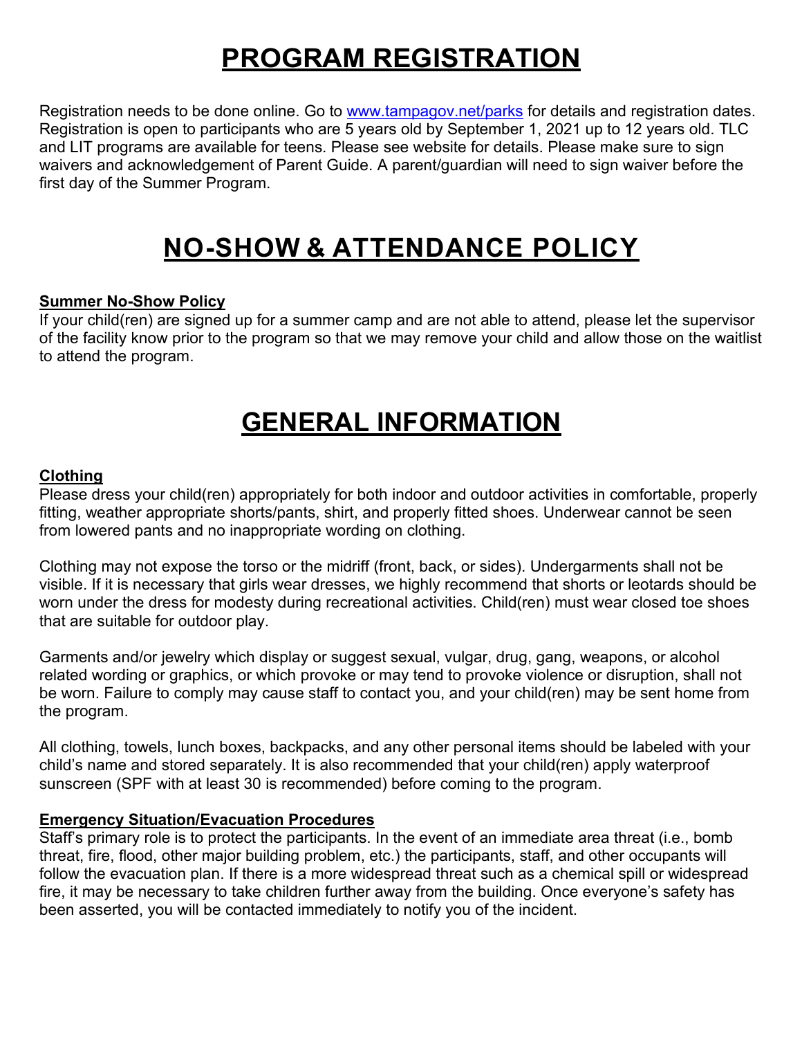# PROGRAM REGISTRATION

Registration needs to be done online. Go to [www.tampagov.net/parks](http://www.tampagov.net/parks) for details and registration dates. Registration is open to participants who are 5 years old by September 1, 2021 up to 12 years old. TLC and LIT programs are available for teens. Please see website for details. Please make sure to sign waivers and acknowledgement of Parent Guide. A parent/guardian will need to sign waiver before the first day of the Summer Program.

# NO-SHOW & ATTENDANCE POLICY

**Summer No-Show Policy**

If your child(ren) are signed up for a summer camp and are not able to attend, please let the supervisor of the facility know prior to the program so that we may remove your child and allow those on the waitlist to attend the program.

# GENERAL INFORMATION

**Clothing**

Please dress your child(ren) appropriately for both indoor and outdoor activities in comfortable, properly fitting, weather appropriate shorts/pants, shirt, and properly fitted shoes. Underwear cannot be seen from lowered pants and no inappropriate wording on clothing.

Clothing may not expose the torso or the midriff (front, back, or sides). Undergarments shall not be visible. If it is necessary that girls wear dresses, we highly recommend that shorts or leotards should be worn under the dress for modesty during recreational activities. Child(ren) must wear closed toe shoes that are suitable for outdoor play.

Garments and/or jewelry which display or suggest sexual, vulgar, drug, gang, weapons, or alcohol related wording or graphics, or which provoke or may tend to provoke violence or disruption, shall not be worn. Failure to comply may cause staff to contact you, and your child(ren) may be sent home from the program.

All clothing, towels, lunch boxes, backpacks, and any other personal items should be labeled with your child's name and stored separately. It is also recommended that your child(ren) apply waterproof sunscreen (SPF with at least 30 is recommended) before coming to the program.

**Emergency Situation/Evacuation Procedures**

Staff's primary role is to protect the participants. In the event of an immediate area threat (i.e., bomb threat, fire, flood, other major building problem, etc.) the participants, staff, and other occupants will follow the evacuation plan. If there is a more widespread threat such as a chemical spill or widespread fire, it may be necessary to take children further away from the building. Once everyone's safety has been asserted, you will be contacted immediately to notify you of the incident.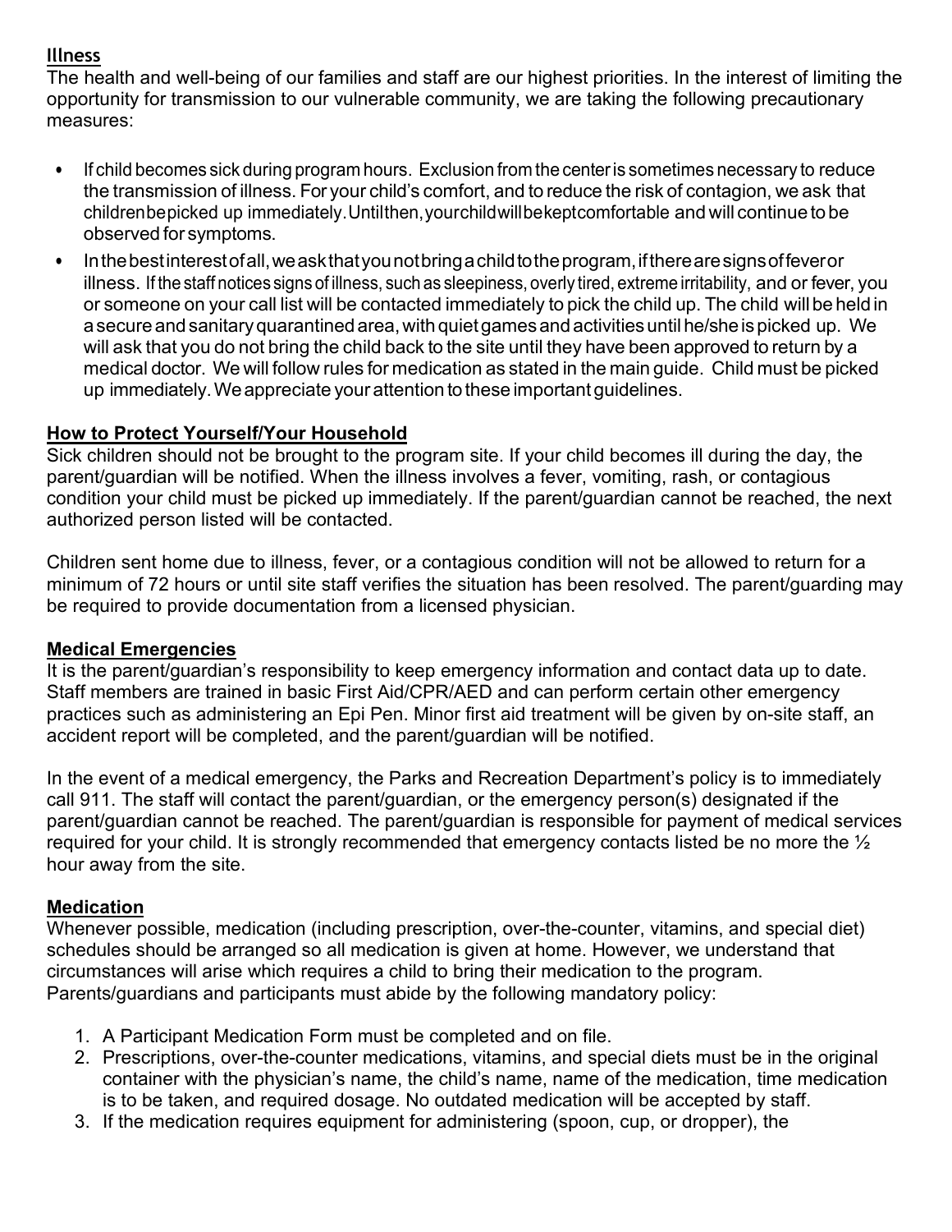## Illness

The health and well-being of our families and staff are our highest priorities. In the interest of limiting the opportunity for transmission to our vulnerable community, we are taking the following precautionary measures:

- If child becomes sick during program hours. Exclusion from the center is sometimes necessary to reduce the transmission of illness. For your child's comfort, and to reduce the risk of contagion, we ask that children be picked up immediately. Until then, your child will be kept comfortable and will continue to be observed for symptoms.
- In the best interest of all, we ask that you not bring a child to the program, if there are signs of fever or illness. If the staff notices signs of illness, such as sleepiness, overly tired, extreme irritability, and or fever, you or someone on your call list will be contacted immediately to pick the child up. The child will be held in a secure and sanitary quarantined area, with quiet games and activities until he/she is picked up. We will ask that you do not bring the child back to the site until they have been approved to return by a medical doctor. We will follow rules for medication as stated in the main guide. Child must be picked up immediately. We appreciate your attention to these important guidelines.

## How to Protect Yourself/Your Household

Sick children should not be brought to the program site. If your child becomes ill during the day, the parent/guardian will be notified. When the illness involves a fever, vomiting, rash, or contagious condition your child must be picked up immediately. If the parent/guardian cannot be reached, the next authorized person listed will be contacted.

Children sent home due to illness, fever, or a contagious condition will not be allowed to return for a minimum of 72 hours or until site staff verifies the situation has been resolved. The parent/guarding may be required to provide documentation from a licensed physician.

## Medical Emergencies

It is the parent/guardian's responsibility to keep emergency information and contact data up to date. Staff members are trained in basic First Aid/CPR/AED and can perform certain other emergency practices such as administering an Epi Pen. Minor first aid treatment will be given by on-site staff, an accident report will be completed, and the parent/guardian will be notified.

In the event of a medical emergency, the Parks and Recreation Department's policy is to immediately call 911. The staff will contact the parent/guardian, or the emergency person(s) designated if the parent/guardian cannot be reached. The parent/guardian is responsible for payment of medical services required for your child. It is strongly recommended that emergency contacts listed be no more the ½ hour away from the site.

## Medication

Whenever possible, medication (including prescription, over-the-counter, vitamins, and special diet) schedules should be arranged so all medication is given at home. However, we understand that circumstances will arise which requires a child to bring their medication to the program. Parents/guardians and participants must abide by the following mandatory policy:

1. A Participant Medication Form must be completed and on file.
2. Prescriptions, over-the-counter medications, vitamins, and special diets must be in the original container with the physician's name, the child's name, name of the medication, time medication is to be taken, and required dosage. No outdated medication will be accepted by staff.
3. If the medication requires equipment for administering (spoon, cup, or dropper), the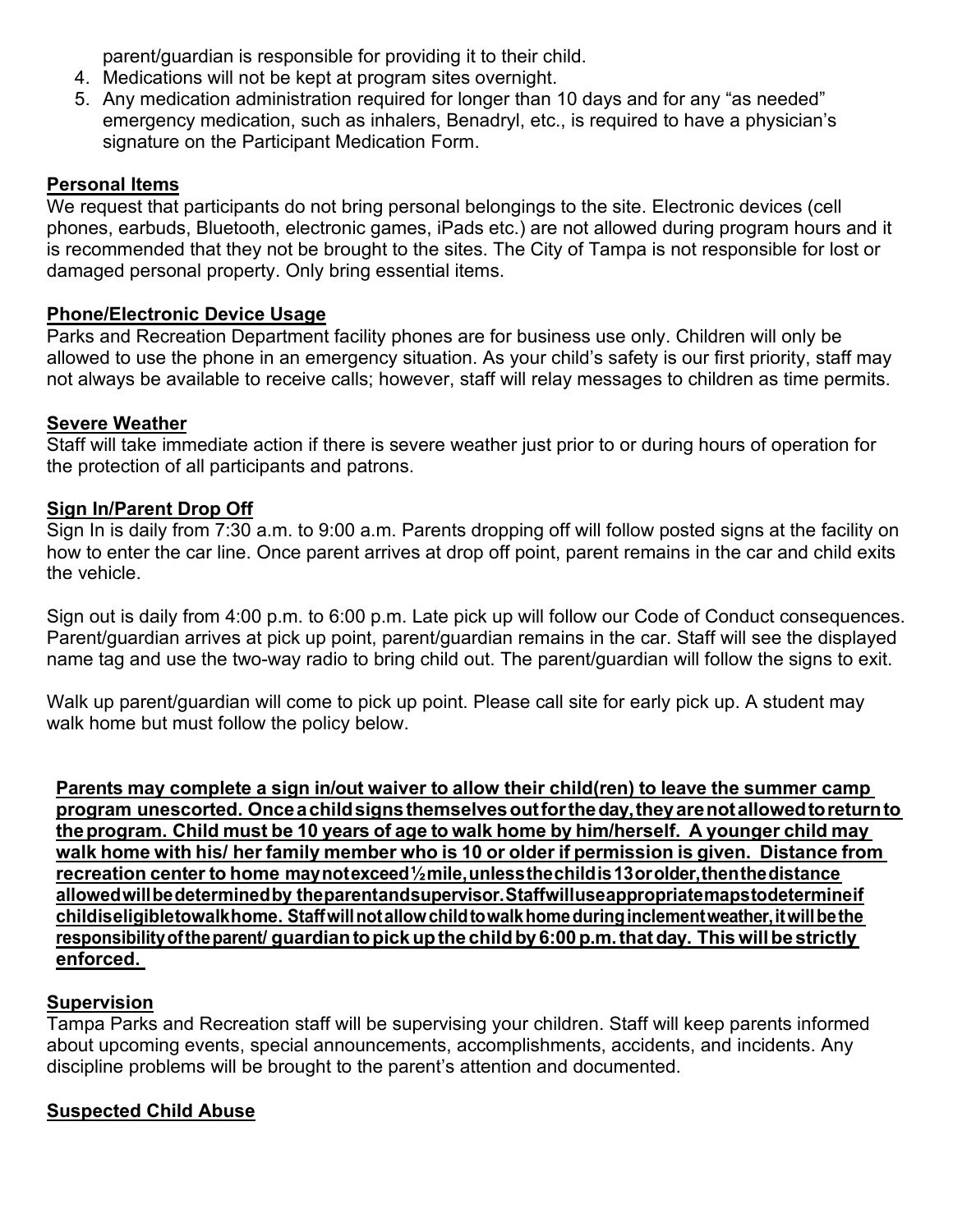parent/guardian is responsible for providing it to their child.

4. Medications will not be kept at program sites overnight.
5. Any medication administration required for longer than 10 days and for any "as needed" emergency medication, such as inhalers, Benadryl, etc., is required to have a physician's signature on the Participant Medication Form.

**Personal Items**

We request that participants do not bring personal belongings to the site. Electronic devices (cell phones, earbuds, Bluetooth, electronic games, iPads etc.) are not allowed during program hours and it is recommended that they not be brought to the sites. The City of Tampa is not responsible for lost or damaged personal property. Only bring essential items.

**Phone/Electronic Device Usage**

Parks and Recreation Department facility phones are for business use only. Children will only be allowed to use the phone in an emergency situation. As your child's safety is our first priority, staff may not always be available to receive calls; however, staff will relay messages to children as time permits.

**Severe Weather**

Staff will take immediate action if there is severe weather just prior to or during hours of operation for the protection of all participants and patrons.

**Sign In/Parent Drop Off**

Sign In is daily from 7:30 a.m. to 9:00 a.m. Parents dropping off will follow posted signs at the facility on how to enter the car line. Once parent arrives at drop off point, parent remains in the car and child exits the vehicle.

Sign out is daily from 4:00 p.m. to 6:00 p.m. Late pick up will follow our Code of Conduct consequences. Parent/guardian arrives at pick up point, parent/guardian remains in the car. Staff will see the displayed name tag and use the two-way radio to bring child out. The parent/guardian will follow the signs to exit.

Walk up parent/guardian will come to pick up point. Please call site for early pick up. A student may walk home but must follow the policy below.

**Parents may complete a sign in/out waiver to allow their child(ren) to leave the summer camp program unescorted. Once a child signs themselves out for the day, they are not allowed to return to the program. Child must be 10 years of age to walk home by him/herself. A younger child may walk home with his/ her family member who is 10 or older if permission is given. Distance from recreation center to home may not exceed ½ mile, unless the child is 13 or older, then the distance allowed will be determined by the parent and supervisor. Staff will use appropriate maps to determine if child is eligible to walk home. Staff will not allow child to walk home during inclement weather, it will be the responsibility of the parent/ guardian to pick up the child by 6:00 p.m. that day. This will be strictly enforced.**

**Supervision**

Tampa Parks and Recreation staff will be supervising your children. Staff will keep parents informed about upcoming events, special announcements, accomplishments, accidents, and incidents. Any discipline problems will be brought to the parent's attention and documented.

**Suspected Child Abuse**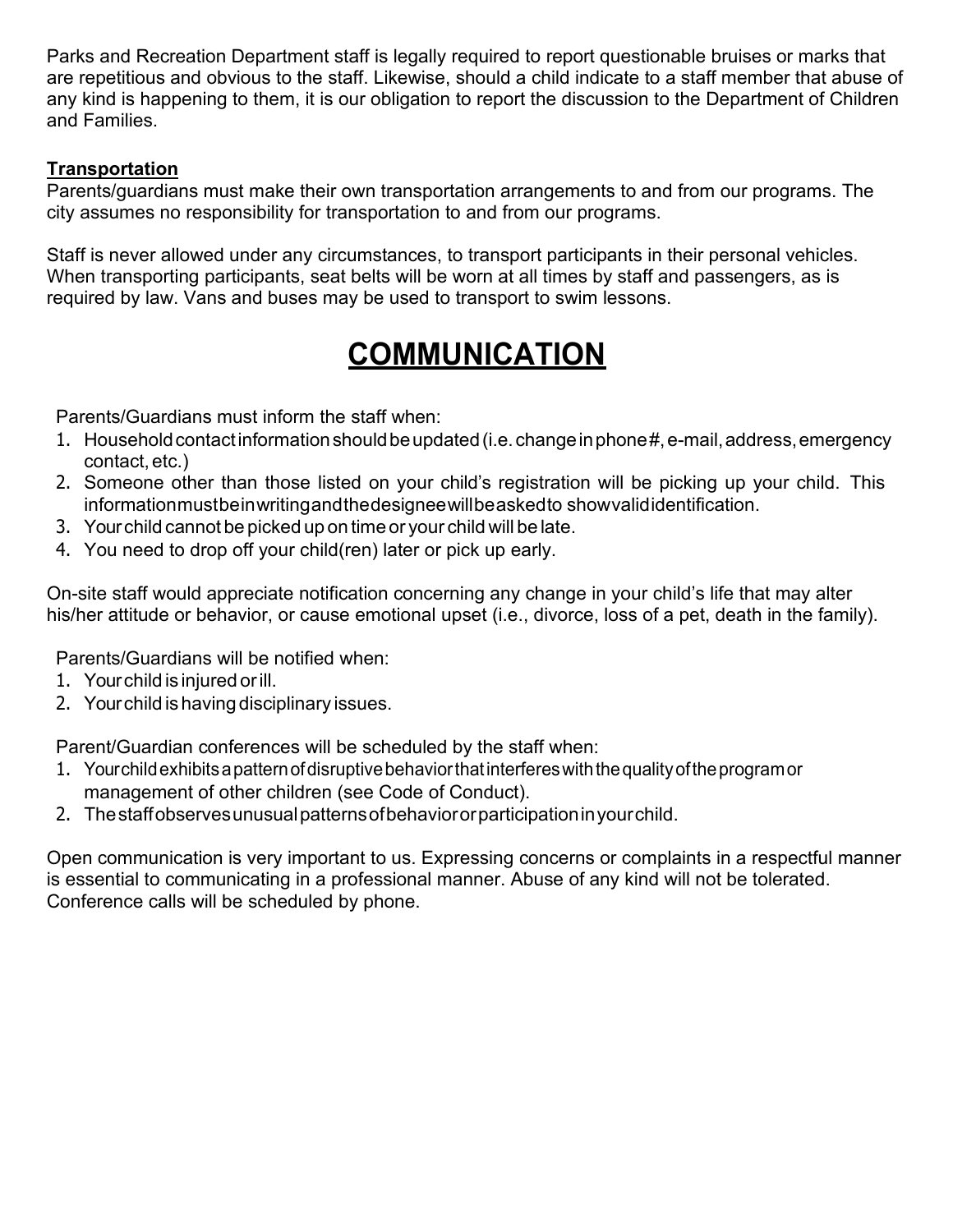Parks and Recreation Department staff is legally required to report questionable bruises or marks that are repetitious and obvious to the staff. Likewise, should a child indicate to a staff member that abuse of any kind is happening to them, it is our obligation to report the discussion to the Department of Children and Families.

**Transportation**

Parents/guardians must make their own transportation arrangements to and from our programs. The city assumes no responsibility for transportation to and from our programs.

Staff is never allowed under any circumstances, to transport participants in their personal vehicles. When transporting participants, seat belts will be worn at all times by staff and passengers, as is required by law. Vans and buses may be used to transport to swim lessons.

# COMMUNICATION

Parents/Guardians must inform the staff when:

1. Household contact information should be updated (i.e. change in phone#, e-mail, address, emergency contact, etc.)
2. Someone other than those listed on your child's registration will be picking up your child. This information must be in writing and the designee will be asked to show valid identification.
3. Your child cannot be picked up on time or your child will be late.
4. You need to drop off your child(ren) later or pick up early.

On-site staff would appreciate notification concerning any change in your child's life that may alter his/her attitude or behavior, or cause emotional upset (i.e., divorce, loss of a pet, death in the family).

Parents/Guardians will be notified when:

1. Your child is injured or ill.
2. Your child is having disciplinary issues.

Parent/Guardian conferences will be scheduled by the staff when:

1. Your child exhibits a pattern of disruptive behavior that interferes with the quality of the program or management of other children (see Code of Conduct).
2. The staff observes unusual patterns of behavior or participation in your child.

Open communication is very important to us. Expressing concerns or complaints in a respectful manner is essential to communicating in a professional manner. Abuse of any kind will not be tolerated. Conference calls will be scheduled by phone.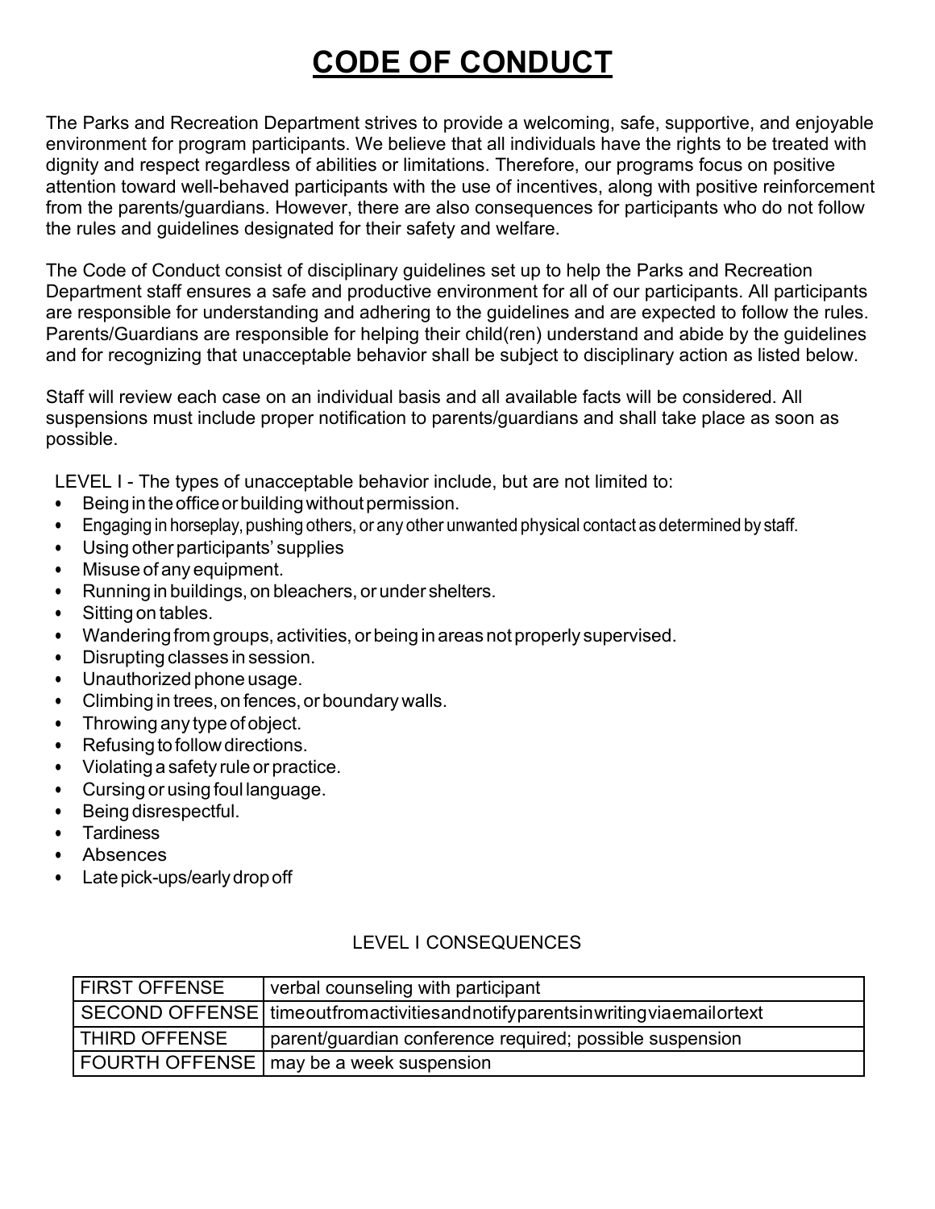# CODE OF CONDUCT

The Parks and Recreation Department strives to provide a welcoming, safe, supportive, and enjoyable environment for program participants. We believe that all individuals have the rights to be treated with dignity and respect regardless of abilities or limitations. Therefore, our programs focus on positive attention toward well-behaved participants with the use of incentives, along with positive reinforcement from the parents/guardians. However, there are also consequences for participants who do not follow the rules and guidelines designated for their safety and welfare.

The Code of Conduct consist of disciplinary guidelines set up to help the Parks and Recreation Department staff ensures a safe and productive environment for all of our participants. All participants are responsible for understanding and adhering to the guidelines and are expected to follow the rules. Parents/Guardians are responsible for helping their child(ren) understand and abide by the guidelines and for recognizing that unacceptable behavior shall be subject to disciplinary action as listed below.

Staff will review each case on an individual basis and all available facts will be considered. All suspensions must include proper notification to parents/guardians and shall take place as soon as possible.

LEVEL I - The types of unacceptable behavior include, but are not limited to:

- Being in the office or building without permission.
- Engaging in horseplay, pushing others, or any other unwanted physical contact as determined by staff.
- Using other participants' supplies
- Misuse of any equipment.
- Running in buildings, on bleachers, or under shelters.
- Sitting on tables.
- Wandering from groups, activities, or being in areas not properly supervised.
- Disrupting classes in session.
- Unauthorized phone usage.
- Climbing in trees, on fences, or boundary walls.
- Throwing any type of object.
- Refusing to follow directions.
- Violating a safety rule or practice.
- Cursing or using foul language.
- Being disrespectful.
- Tardiness
- Absences
- Late pick-ups/early drop off

LEVEL I CONSEQUENCES

| | |
|---|---|
| FIRST OFFENSE | verbal counseling with participant |
| SECOND OFFENSE | time out from activities and notify parents in writing via email or text |
| THIRD OFFENSE | parent/guardian conference required; possible suspension |
| FOURTH OFFENSE | may be a week suspension |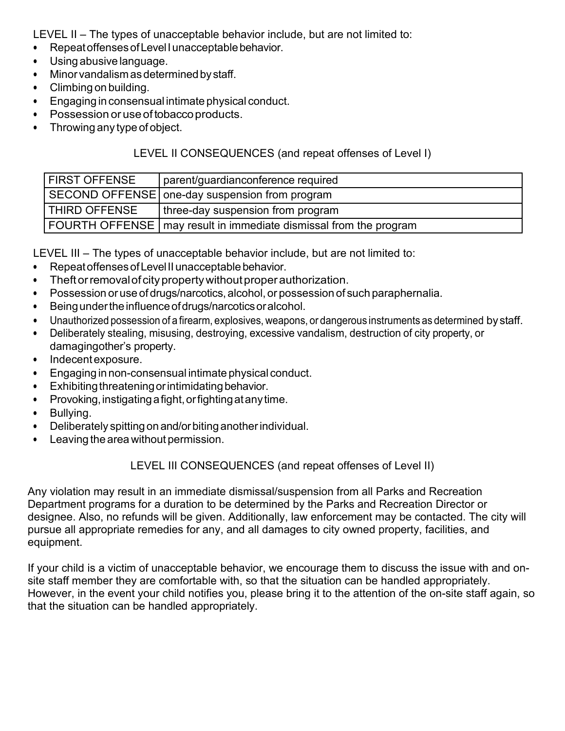LEVEL II – The types of unacceptable behavior include, but are not limited to:

- Repeat offenses of Level I unacceptable behavior.
- Using abusive language.
- Minor vandalism as determined by staff.
- Climbing on building.
- Engaging in consensual intimate physical conduct.
- Possession or use of tobacco products.
- Throwing any type of object.

LEVEL II CONSEQUENCES (and repeat offenses of Level I)

| FIRST OFFENSE | parent/guardianconference required |
|---|---|
| SECOND OFFENSE | one-day suspension from program |
| THIRD OFFENSE | three-day suspension from program |
| FOURTH OFFENSE | may result in immediate dismissal from the program |

LEVEL III – The types of unacceptable behavior include, but are not limited to:

- Repeat offenses of Level II unacceptable behavior.
- Theft or removal of city property without proper authorization.
- Possession or use of drugs/narcotics, alcohol, or possession of such paraphernalia.
- Being under the influence of drugs/narcotics or alcohol.
- Unauthorized possession of a firearm, explosives, weapons, or dangerous instruments as determined by staff.
- Deliberately stealing, misusing, destroying, excessive vandalism, destruction of city property, or damagingother's property.
- Indecent exposure.
- Engaging in non-consensual intimate physical conduct.
- Exhibiting threatening or intimidating behavior.
- Provoking, instigating a fight, or fighting at any time.
- Bullying.
- Deliberately spitting on and/or biting another individual.
- Leaving the area without permission.

LEVEL III CONSEQUENCES (and repeat offenses of Level II)

Any violation may result in an immediate dismissal/suspension from all Parks and Recreation Department programs for a duration to be determined by the Parks and Recreation Director or designee. Also, no refunds will be given. Additionally, law enforcement may be contacted. The city will pursue all appropriate remedies for any, and all damages to city owned property, facilities, and equipment.

If your child is a victim of unacceptable behavior, we encourage them to discuss the issue with and on-site staff member they are comfortable with, so that the situation can be handled appropriately. However, in the event your child notifies you, please bring it to the attention of the on-site staff again, so that the situation can be handled appropriately.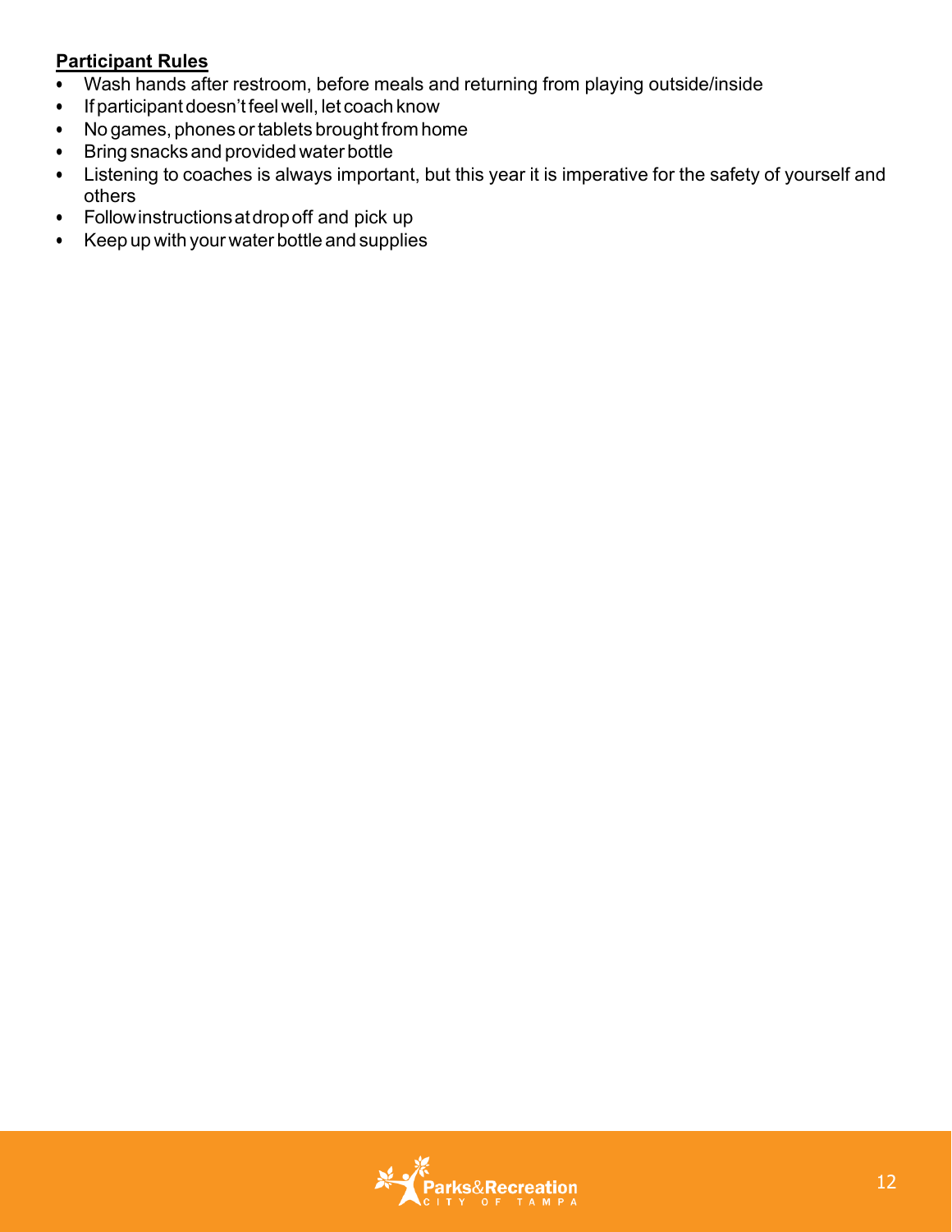**Participant Rules**

- Wash hands after restroom, before meals and returning from playing outside/inside
- If participant doesn't feel well, let coach know
- No games, phones or tablets brought from home
- Bring snacks and provided water bottle
- Listening to coaches is always important, but this year it is imperative for the safety of yourself and others
- Follow instructions at drop off and pick up
- Keep up with your water bottle and supplies